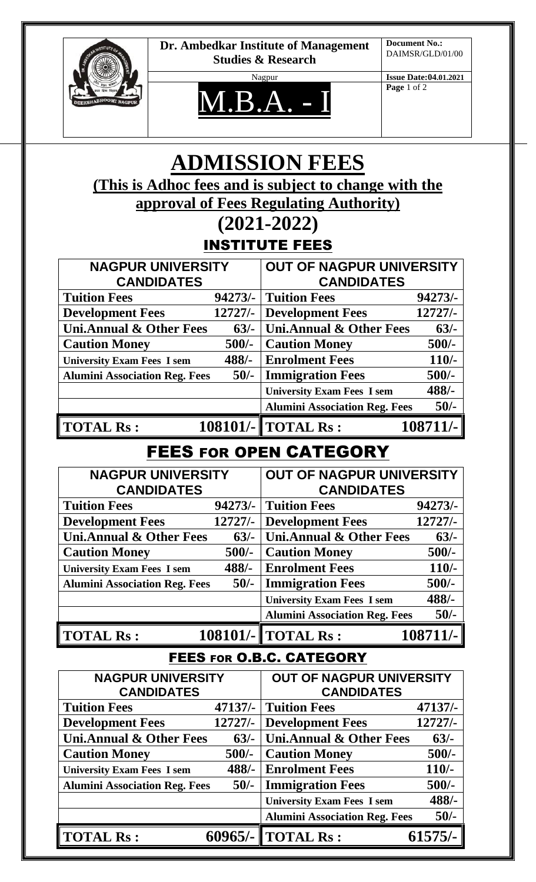**Dr. Ambedkar Institute of Management Studies & Research**

Nagpur

**Document No.:** DAIMSR/GLD/01/00

**Issue Date:04.01.2021**

# M.B.A. - I

# ADMISSION FEES

## (This is Adhoc fees and is subject to change with the approval of Fees Regulating Authority)

## (2021-2022)

### INSTITUTE FEES

| NAGPUR UNIVERSITY CANDIDATES | | OUT OF NAGPUR UNIVERSITY CANDIDATES | |
|---|---|---|---|
| **Tuition Fees** | **94273/-** | **Tuition Fees** | **94273/-** |
| **Development Fees** | **12727/-** | **Development Fees** | **12727/-** |
| **Uni.Annual & Other Fees** | **63/-** | **Uni.Annual & Other Fees** | **63/-** |
| **Caution Money** | **500/-** | **Caution Money** | **500/-** |
| **University Exam Fees I sem** | **488/-** | **Enrolment Fees** | **110/-** |
| **Alumini Association Reg. Fees** | **50/-** | **Immigration Fees** | **500/-** |
| | | **University Exam Fees I sem** | **488/-** |
| | | **Alumini Association Reg. Fees** | **50/-** |
| **TOTAL Rs :** | **108101/-** | **TOTAL Rs :** | **108711/-** |

### FEES FOR OPEN CATEGORY

| NAGPUR UNIVERSITY CANDIDATES | | OUT OF NAGPUR UNIVERSITY CANDIDATES | |
|---|---|---|---|
| **Tuition Fees** | **94273/-** | **Tuition Fees** | **94273/-** |
| **Development Fees** | **12727/-** | **Development Fees** | **12727/-** |
| **Uni.Annual & Other Fees** | **63/-** | **Uni.Annual & Other Fees** | **63/-** |
| **Caution Money** | **500/-** | **Caution Money** | **500/-** |
| **University Exam Fees I sem** | **488/-** | **Enrolment Fees** | **110/-** |
| **Alumini Association Reg. Fees** | **50/-** | **Immigration Fees** | **500/-** |
| | | **University Exam Fees I sem** | **488/-** |
| | | **Alumini Association Reg. Fees** | **50/-** |
| **TOTAL Rs :** | **108101/-** | **TOTAL Rs :** | **108711/-** |

### FEES FOR O.B.C. CATEGORY

| NAGPUR UNIVERSITY CANDIDATES | | OUT OF NAGPUR UNIVERSITY CANDIDATES | |
|---|---|---|---|
| **Tuition Fees** | **47137/-** | **Tuition Fees** | **47137/-** |
| **Development Fees** | **12727/-** | **Development Fees** | **12727/-** |
| **Uni.Annual & Other Fees** | **63/-** | **Uni.Annual & Other Fees** | **63/-** |
| **Caution Money** | **500/-** | **Caution Money** | **500/-** |
| **University Exam Fees I sem** | **488/-** | **Enrolment Fees** | **110/-** |
| **Alumini Association Reg. Fees** | **50/-** | **Immigration Fees** | **500/-** |
| | | **University Exam Fees I sem** | **488/-** |
| | | **Alumini Association Reg. Fees** | **50/-** |
| **TOTAL Rs :** | **60965/-** | **TOTAL Rs :** | **61575/-** |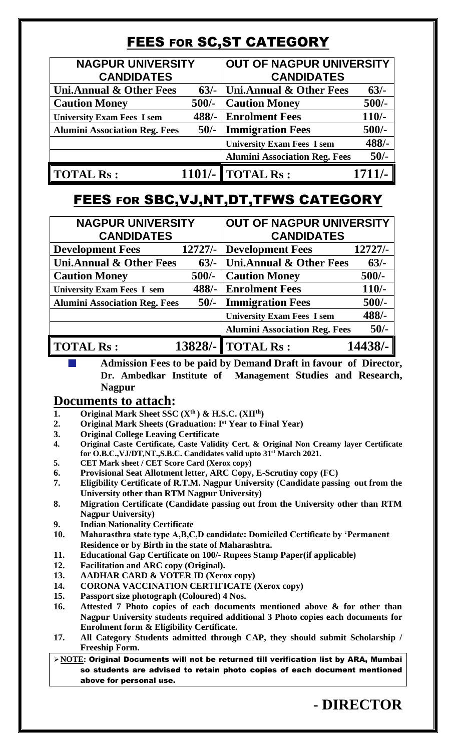# FEES FOR SC,ST CATEGORY

| NAGPUR UNIVERSITY CANDIDATES | | OUT OF NAGPUR UNIVERSITY CANDIDATES | |
|---|---|---|---|
| **Uni.Annual & Other Fees** | **63/-** | **Uni.Annual & Other Fees** | **63/-** |
| **Caution Money** | **500/-** | **Caution Money** | **500/-** |
| **University Exam Fees I sem** | **488/-** | **Enrolment Fees** | **110/-** |
| **Alumini Association Reg. Fees** | **50/-** | **Immigration Fees** | **500/-** |
| | | **University Exam Fees I sem** | **488/-** |
| | | **Alumini Association Reg. Fees** | **50/-** |
| **TOTAL Rs :** | **1101/-** | **TOTAL Rs :** | **1711/-** |

# FEES FOR SBC,VJ,NT,DT,TFWS CATEGORY

| NAGPUR UNIVERSITY CANDIDATES | | OUT OF NAGPUR UNIVERSITY CANDIDATES | |
|---|---|---|---|
| **Development Fees** | **12727/-** | **Development Fees** | **12727/-** |
| **Uni.Annual & Other Fees** | **63/-** | **Uni.Annual & Other Fees** | **63/-** |
| **Caution Money** | **500/-** | **Caution Money** | **500/-** |
| **University Exam Fees I sem** | **488/-** | **Enrolment Fees** | **110/-** |
| **Alumini Association Reg. Fees** | **50/-** | **Immigration Fees** | **500/-** |
| | | **University Exam Fees I sem** | **488/-** |
| | | **Alumini Association Reg. Fees** | **50/-** |
| **TOTAL Rs :** | **13828/-** | **TOTAL Rs :** | **14438/-** |

- **Admission Fees to be paid by Demand Draft in favour of Director, Dr. Ambedkar Institute of Management Studies and Research, Nagpur**

## Documents to attach:

1. **Original Mark Sheet SSC ($X^{th}$) & H.S.C. ($XII^{th}$)**
2. **Original Mark Sheets (Graduation: $I^{st}$ Year to Final Year)**
3. **Original College Leaving Certificate**
4. **Original Caste Certificate, Caste Validity Cert. & Original Non Creamy layer Certificate for O.B.C.,VJ/DT,NT.,S.B.C. Candidates valid upto $31^{st}$ March 2021.**
5. **CET Mark sheet / CET Score Card (Xerox copy)**
6. **Provisional Seat Allotment letter, ARC Copy, E-Scrutiny copy (FC)**
7. **Eligibility Certificate of R.T.M. Nagpur University (Candidate passing out from the University other than RTM Nagpur University)**
8. **Migration Certificate (Candidate passing out from the University other than RTM Nagpur University)**
9. **Indian Nationality Certificate**
10. **Maharasthra state type A,B,C,D candidate: Domiciled Certificate by 'Permanent Residence or by Birth in the state of Maharashtra.**
11. **Educational Gap Certificate on 100/- Rupees Stamp Paper(if applicable)**
12. **Facilitation and ARC copy (Original).**
13. **AADHAR CARD & VOTER ID (Xerox copy)**
14. **CORONA VACCINATION CERTIFICATE (Xerox copy)**
15. **Passport size photograph (Coloured) 4 Nos.**
16. **Attested 7 Photo copies of each documents mentioned above & for other than Nagpur University students required additional 3 Photo copies each documents for Enrolment form & Eligibility Certificate.**
17. **All Category Students admitted through CAP, they should submit Scholarship / Freeship Form.**

> **NOTE: Original Documents will not be returned till verification list by ARA, Mumbai so students are advised to retain photo copies of each document mentioned above for personal use.**

**- DIRECTOR**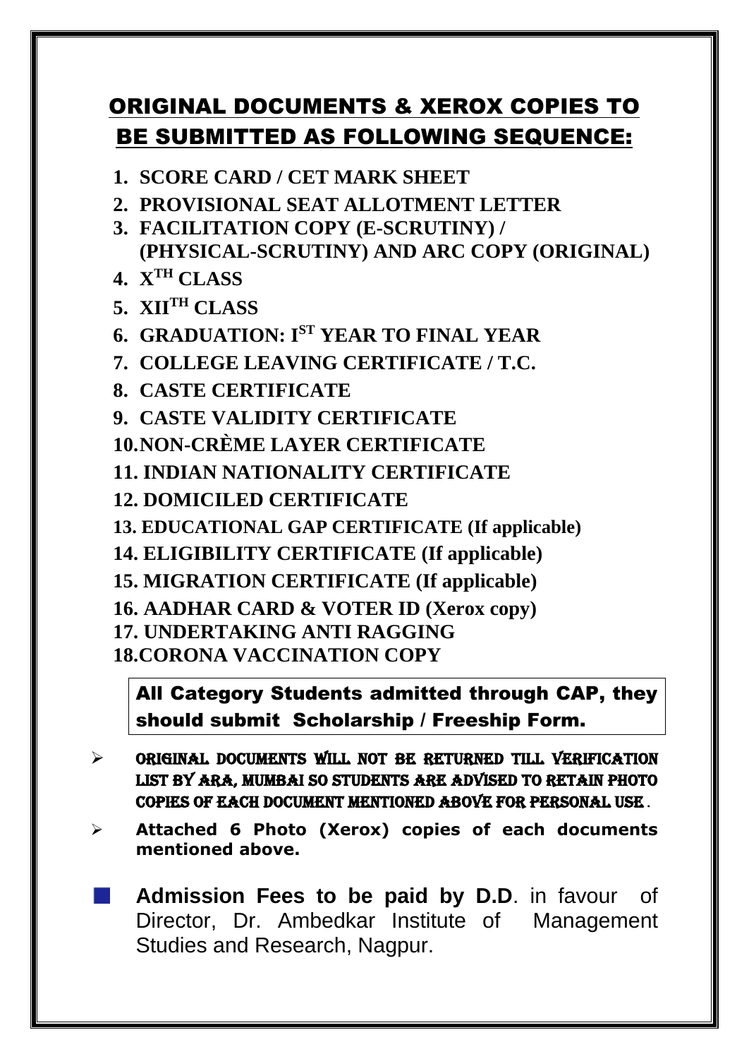## ORIGINAL DOCUMENTS & XEROX COPIES TO BE SUBMITTED AS FOLLOWING SEQUENCE:

1. **SCORE CARD / CET MARK SHEET**
2. **PROVISIONAL SEAT ALLOTMENT LETTER**
3. **FACILITATION COPY (E-SCRUTINY) / (PHYSICAL-SCRUTINY) AND ARC COPY (ORIGINAL)**
4. **X^TH CLASS**
5. **XII^TH CLASS**
6. **GRADUATION: I^ST YEAR TO FINAL YEAR**
7. **COLLEGE LEAVING CERTIFICATE / T.C.**
8. **CASTE CERTIFICATE**
9. **CASTE VALIDITY CERTIFICATE**
10. **NON-CRÈME LAYER CERTIFICATE**
11. **INDIAN NATIONALITY CERTIFICATE**
12. **DOMICILED CERTIFICATE**
13. **EDUCATIONAL GAP CERTIFICATE (If applicable)**
14. **ELIGIBILITY CERTIFICATE (If applicable)**
15. **MIGRATION CERTIFICATE (If applicable)**
16. **AADHAR CARD & VOTER ID (Xerox copy)**
17. **UNDERTAKING ANTI RAGGING**
18. **CORONA VACCINATION COPY**

**All Category Students admitted through CAP, they should submit Scholarship / Freeship Form.**

- **ORIGINAL DOCUMENTS WILL NOT BE RETURNED TILL VERIFICATION LIST BY ARA, MUMBAI SO STUDENTS ARE ADVISED TO RETAIN PHOTO COPIES OF EACH DOCUMENT MENTIONED ABOVE FOR PERSONAL USE.**
- **Attached 6 Photo (Xerox) copies of each documents mentioned above.**

- **Admission Fees to be paid by D.D**. in favour of Director, Dr. Ambedkar Institute of Management Studies and Research, Nagpur.